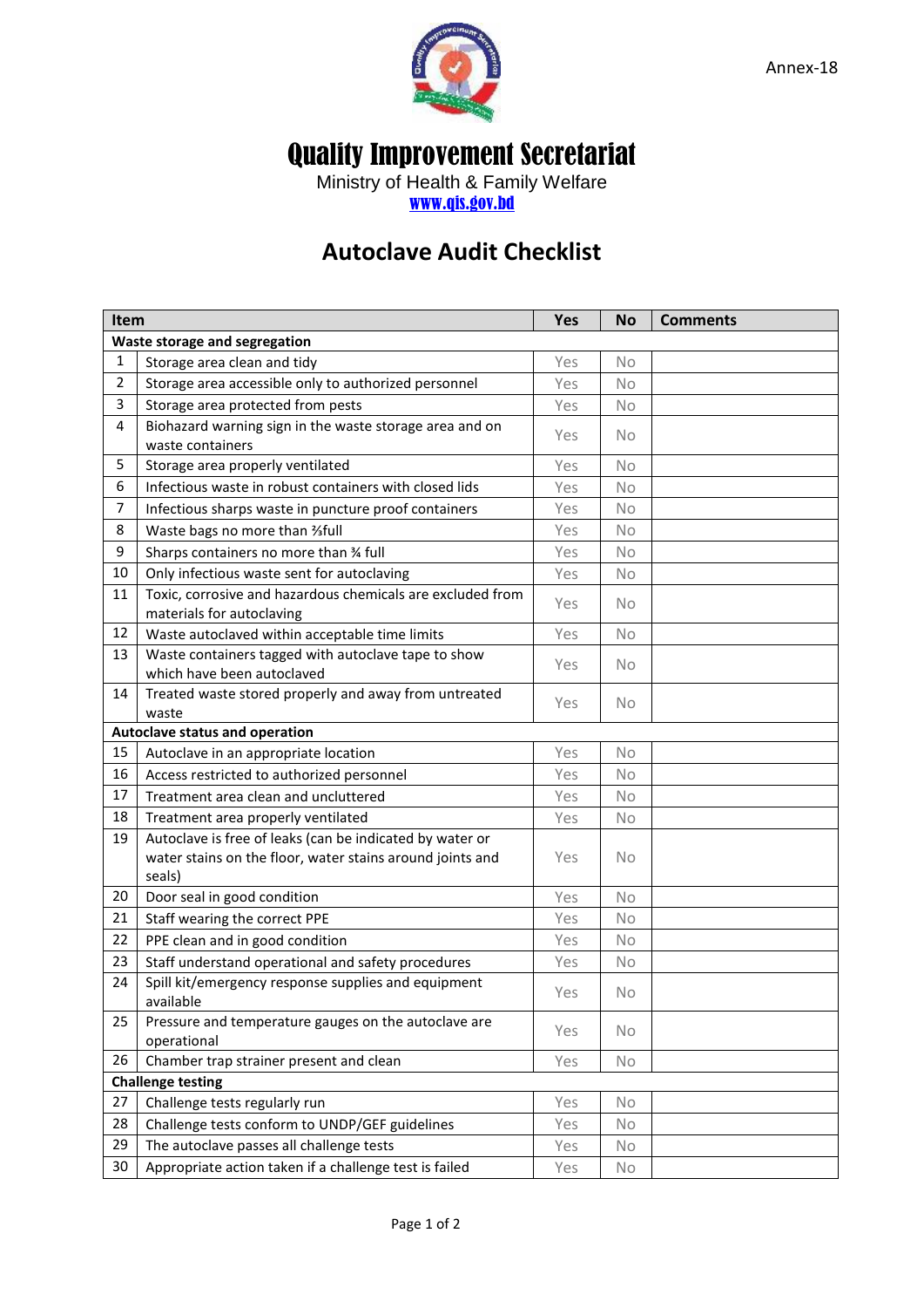Annex-18

# Quality Improvement Secretariat

Ministry of Health & Family Welfare

www.qis.gov.bd

## Autoclave Audit Checklist

| Item | | Yes | No | Comments |
|---|---|---|---|---|
| **Waste storage and segregation** | | | | |
| 1 | Storage area clean and tidy | Yes | No | |
| 2 | Storage area accessible only to authorized personnel | Yes | No | |
| 3 | Storage area protected from pests | Yes | No | |
| 4 | Biohazard warning sign in the waste storage area and on waste containers | Yes | No | |
| 5 | Storage area properly ventilated | Yes | No | |
| 6 | Infectious waste in robust containers with closed lids | Yes | No | |
| 7 | Infectious sharps waste in puncture proof containers | Yes | No | |
| 8 | Waste bags no more than ⅔full | Yes | No | |
| 9 | Sharps containers no more than ¾ full | Yes | No | |
| 10 | Only infectious waste sent for autoclaving | Yes | No | |
| 11 | Toxic, corrosive and hazardous chemicals are excluded from materials for autoclaving | Yes | No | |
| 12 | Waste autoclaved within acceptable time limits | Yes | No | |
| 13 | Waste containers tagged with autoclave tape to show which have been autoclaved | Yes | No | |
| 14 | Treated waste stored properly and away from untreated waste | Yes | No | |
| **Autoclave status and operation** | | | | |
| 15 | Autoclave in an appropriate location | Yes | No | |
| 16 | Access restricted to authorized personnel | Yes | No | |
| 17 | Treatment area clean and uncluttered | Yes | No | |
| 18 | Treatment area properly ventilated | Yes | No | |
| 19 | Autoclave is free of leaks (can be indicated by water or water stains on the floor, water stains around joints and seals) | Yes | No | |
| 20 | Door seal in good condition | Yes | No | |
| 21 | Staff wearing the correct PPE | Yes | No | |
| 22 | PPE clean and in good condition | Yes | No | |
| 23 | Staff understand operational and safety procedures | Yes | No | |
| 24 | Spill kit/emergency response supplies and equipment available | Yes | No | |
| 25 | Pressure and temperature gauges on the autoclave are operational | Yes | No | |
| 26 | Chamber trap strainer present and clean | Yes | No | |
| **Challenge testing** | | | | |
| 27 | Challenge tests regularly run | Yes | No | |
| 28 | Challenge tests conform to UNDP/GEF guidelines | Yes | No | |
| 29 | The autoclave passes all challenge tests | Yes | No | |
| 30 | Appropriate action taken if a challenge test is failed | Yes | No | |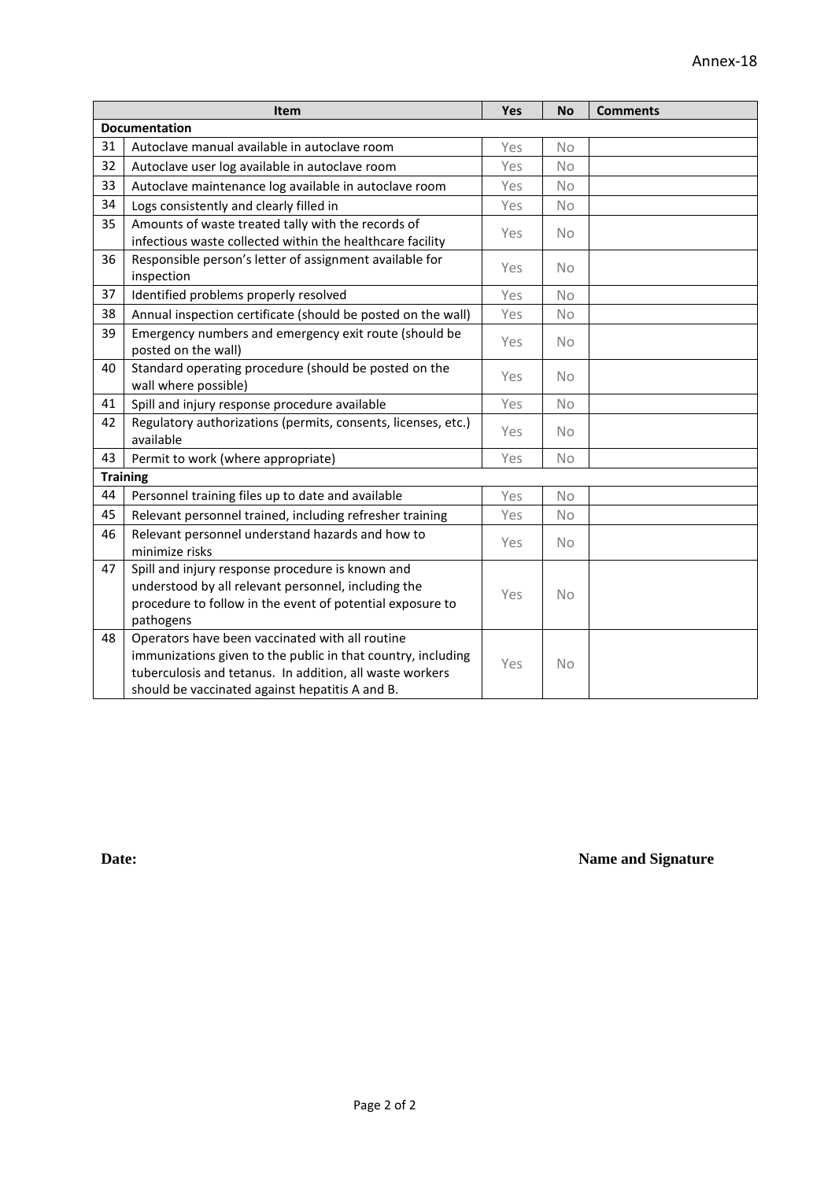Annex-18

| | Item | Yes | No | Comments |
|---|---|---|---|---|
| **Documentation** | | | | |
| 31 | Autoclave manual available in autoclave room | Yes | No | |
| 32 | Autoclave user log available in autoclave room | Yes | No | |
| 33 | Autoclave maintenance log available in autoclave room | Yes | No | |
| 34 | Logs consistently and clearly filled in | Yes | No | |
| 35 | Amounts of waste treated tally with the records of infectious waste collected within the healthcare facility | Yes | No | |
| 36 | Responsible person's letter of assignment available for inspection | Yes | No | |
| 37 | Identified problems properly resolved | Yes | No | |
| 38 | Annual inspection certificate (should be posted on the wall) | Yes | No | |
| 39 | Emergency numbers and emergency exit route (should be posted on the wall) | Yes | No | |
| 40 | Standard operating procedure (should be posted on the wall where possible) | Yes | No | |
| 41 | Spill and injury response procedure available | Yes | No | |
| 42 | Regulatory authorizations (permits, consents, licenses, etc.) available | Yes | No | |
| 43 | Permit to work (where appropriate) | Yes | No | |
| **Training** | | | | |
| 44 | Personnel training files up to date and available | Yes | No | |
| 45 | Relevant personnel trained, including refresher training | Yes | No | |
| 46 | Relevant personnel understand hazards and how to minimize risks | Yes | No | |
| 47 | Spill and injury response procedure is known and understood by all relevant personnel, including the procedure to follow in the event of potential exposure to pathogens | Yes | No | |
| 48 | Operators have been vaccinated with all routine immunizations given to the public in that country, including tuberculosis and tetanus. In addition, all waste workers should be vaccinated against hepatitis A and B. | Yes | No | |

**Date:**

**Name and Signature**